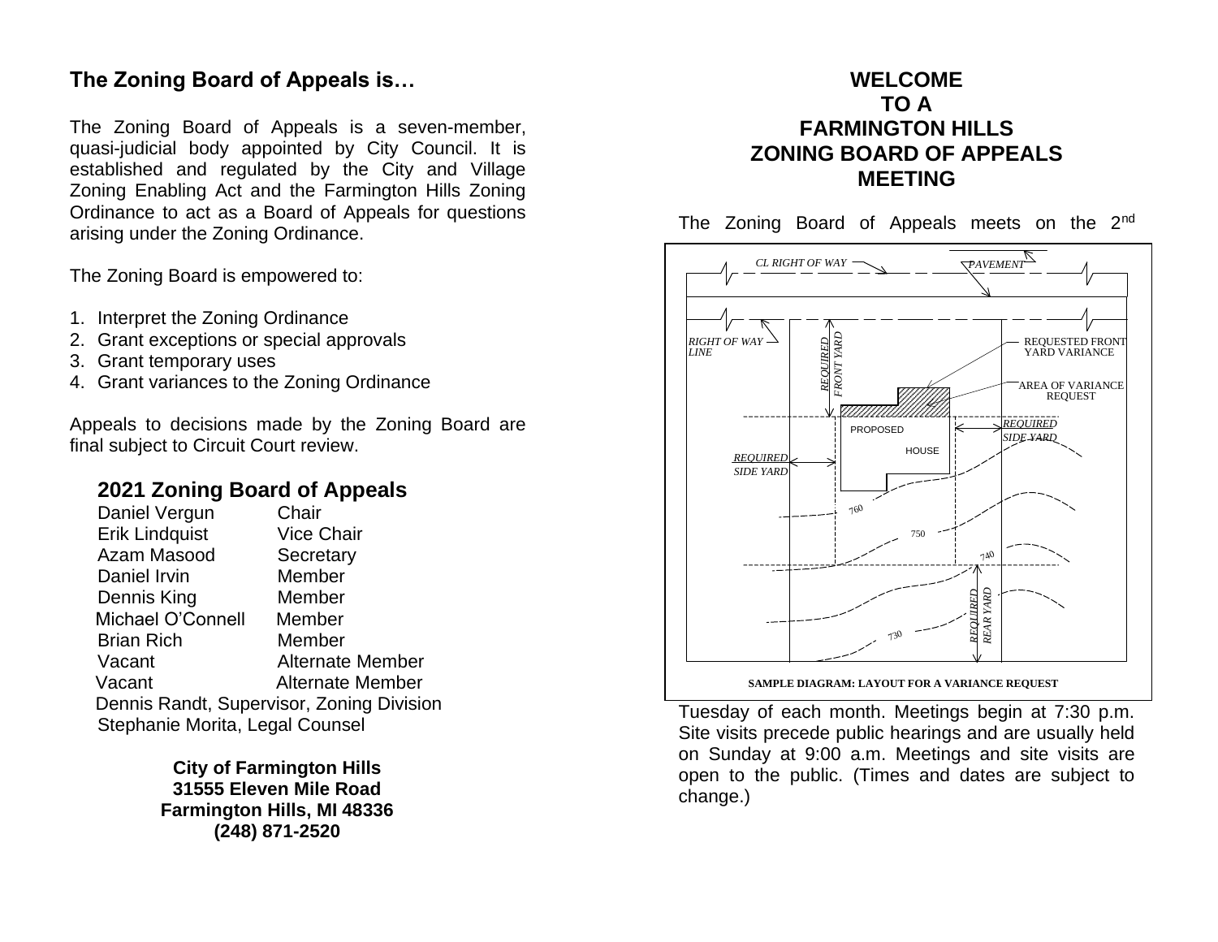## The Zoning Board of Appeals is…

The Zoning Board of Appeals is a seven-member, quasi-judicial body appointed by City Council. It is established and regulated by the City and Village Zoning Enabling Act and the Farmington Hills Zoning Ordinance to act as a Board of Appeals for questions arising under the Zoning Ordinance.

The Zoning Board is empowered to:

1. Interpret the Zoning Ordinance
2. Grant exceptions or special approvals
3. Grant temporary uses
4. Grant variances to the Zoning Ordinance

Appeals to decisions made by the Zoning Board are final subject to Circuit Court review.

### 2021 Zoning Board of Appeals

| | |
|---|---|
| Daniel Vergun | Chair |
| Erik Lindquist | Vice Chair |
| Azam Masood | Secretary |
| Daniel Irvin | Member |
| Dennis King | Member |
| Michael O'Connell | Member |
| Brian Rich | Member |
| Vacant | Alternate Member |
| Vacant | Alternate Member |

Dennis Randt, Supervisor, Zoning Division
Stephanie Morita, Legal Counsel

**City of Farmington Hills**
**31555 Eleven Mile Road**
**Farmington Hills, MI 48336**
**(248) 871-2520**

# WELCOME TO A FARMINGTON HILLS ZONING BOARD OF APPEALS MEETING

The Zoning Board of Appeals meets on the 2nd Tuesday of each month. Meetings begin at 7:30 p.m. Site visits precede public hearings and are usually held on Sunday at 9:00 a.m. Meetings and site visits are open to the public. (Times and dates are subject to change.)

CL RIGHT OF WAY
PAVEMENT
RIGHT OF WAY LINE
REQUIRED FRONT YARD
REQUESTED FRONT YARD VARIANCE
AREA OF VARIANCE REQUEST
PROPOSED HOUSE
REQUIRED SIDE YARD
REQUIRED SIDE YARD
760
750
740
730
REQUIRED REAR YARD

**SAMPLE DIAGRAM: LAYOUT FOR A VARIANCE REQUEST**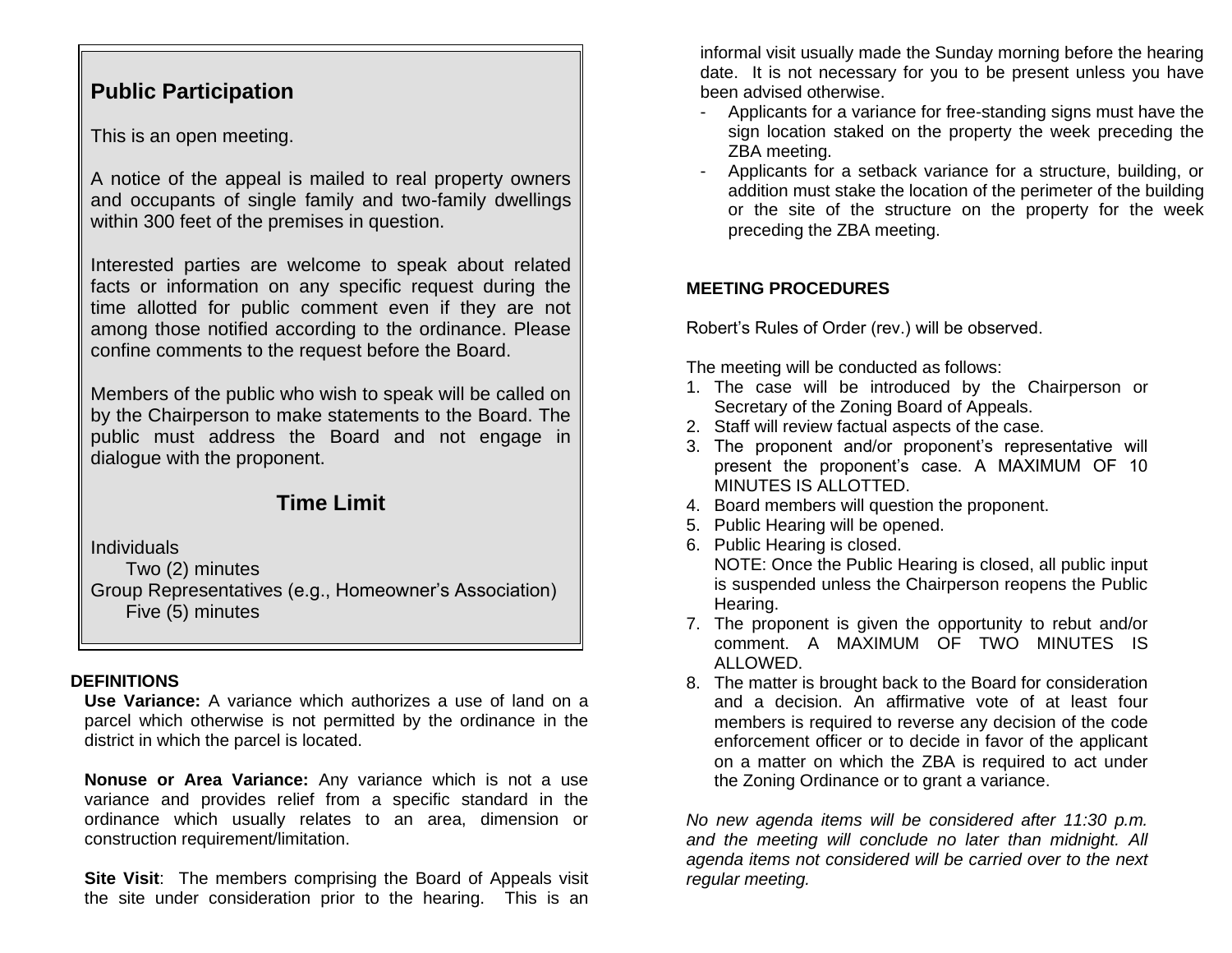## Public Participation

This is an open meeting.

A notice of the appeal is mailed to real property owners and occupants of single family and two-family dwellings within 300 feet of the premises in question.

Interested parties are welcome to speak about related facts or information on any specific request during the time allotted for public comment even if they are not among those notified according to the ordinance. Please confine comments to the request before the Board.

Members of the public who wish to speak will be called on by the Chairperson to make statements to the Board. The public must address the Board and not engage in dialogue with the proponent.

### Time Limit

Individuals
Two (2) minutes
Group Representatives (e.g., Homeowner's Association)
Five (5) minutes

**DEFINITIONS**

**Use Variance:** A variance which authorizes a use of land on a parcel which otherwise is not permitted by the ordinance in the district in which the parcel is located.

**Nonuse or Area Variance:** Any variance which is not a use variance and provides relief from a specific standard in the ordinance which usually relates to an area, dimension or construction requirement/limitation.

**Site Visit**: The members comprising the Board of Appeals visit the site under consideration prior to the hearing. This is an informal visit usually made the Sunday morning before the hearing date. It is not necessary for you to be present unless you have been advised otherwise.

- Applicants for a variance for free-standing signs must have the sign location staked on the property the week preceding the ZBA meeting.
- Applicants for a setback variance for a structure, building, or addition must stake the location of the perimeter of the building or the site of the structure on the property for the week preceding the ZBA meeting.

**MEETING PROCEDURES**

Robert's Rules of Order (rev.) will be observed.

The meeting will be conducted as follows:

1. The case will be introduced by the Chairperson or Secretary of the Zoning Board of Appeals.
2. Staff will review factual aspects of the case.
3. The proponent and/or proponent's representative will present the proponent's case. A MAXIMUM OF 10 MINUTES IS ALLOTTED.
4. Board members will question the proponent.
5. Public Hearing will be opened.
6. Public Hearing is closed.
   NOTE: Once the Public Hearing is closed, all public input is suspended unless the Chairperson reopens the Public Hearing.
7. The proponent is given the opportunity to rebut and/or comment. A MAXIMUM OF TWO MINUTES IS ALLOWED.
8. The matter is brought back to the Board for consideration and a decision. An affirmative vote of at least four members is required to reverse any decision of the code enforcement officer or to decide in favor of the applicant on a matter on which the ZBA is required to act under the Zoning Ordinance or to grant a variance.

*No new agenda items will be considered after 11:30 p.m. and the meeting will conclude no later than midnight. All agenda items not considered will be carried over to the next regular meeting.*